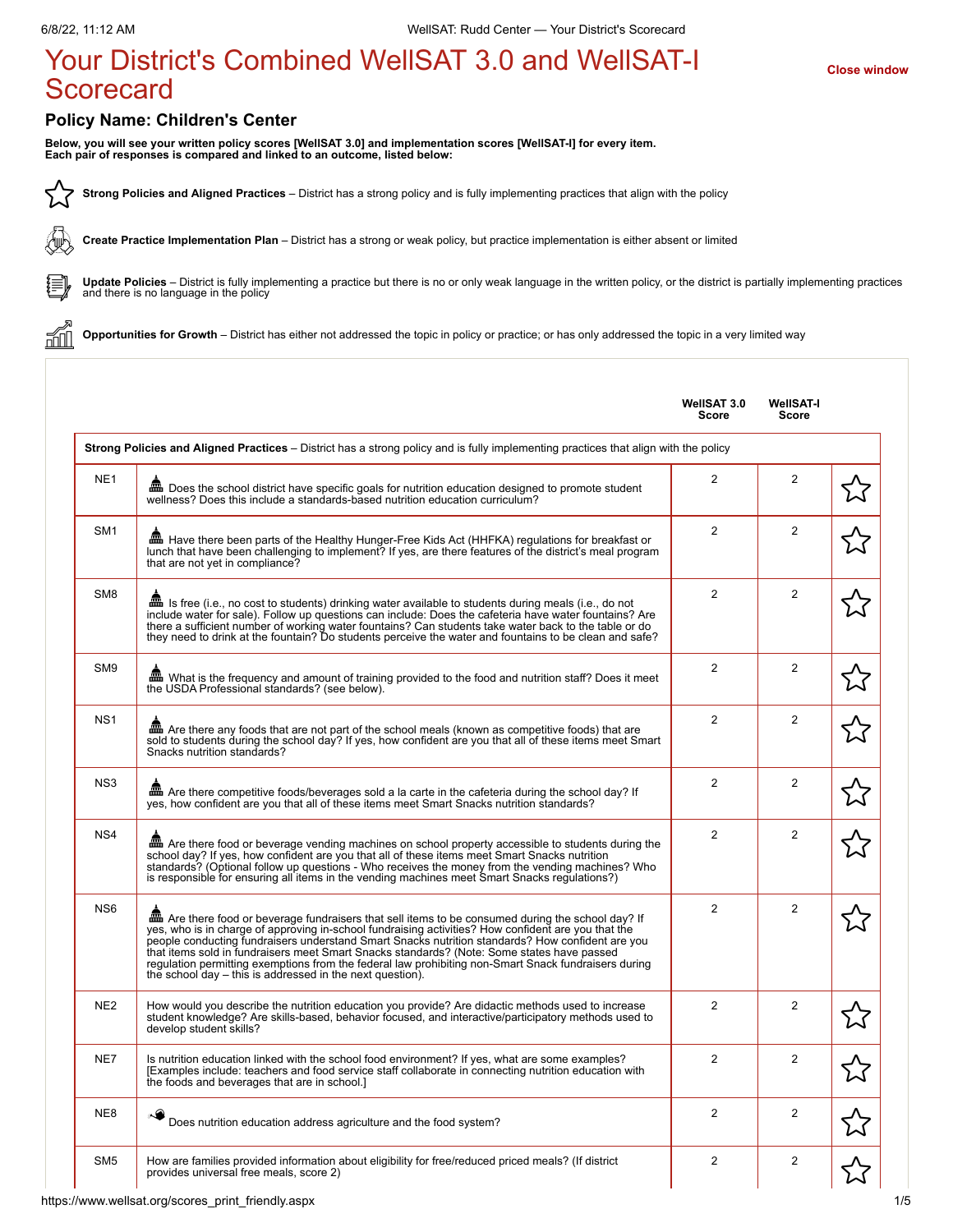# Your District's Combined WellSAT 3.0 and WellSAT-I Scorecard

Close window

## Policy Name: Children's Center

**Below, you will see your written policy scores [WellSAT 3.0] and implementation scores [WellSAT-I] for every item. Each pair of responses is compared and linked to an outcome, listed below:**

**Strong Policies and Aligned Practices** – District has a strong policy and is fully implementing practices that align with the policy

**Create Practice Implementation Plan** – District has a strong or weak policy, but practice implementation is either absent or limited

**Update Policies** – District is fully implementing a practice but there is no or only weak language in the written policy, or the district is partially implementing practices and there is no language in the policy

**Opportunities for Growth** – District has either not addressed the topic in policy or practice; or has only addressed the topic in a very limited way

| | | WellSAT 3.0 Score | WellSAT-I Score | |
|---|---|---|---|---|
| **Strong Policies and Aligned Practices** – District has a strong policy and is fully implementing practices that align with the policy | | | | |
| NE1 | Does the school district have specific goals for nutrition education designed to promote student wellness? Does this include a standards-based nutrition education curriculum? | 2 | 2 | ☆ |
| SM1 | Have there been parts of the Healthy Hunger-Free Kids Act (HHFKA) regulations for breakfast or lunch that have been challenging to implement? If yes, are there features of the district's meal program that are not yet in compliance? | 2 | 2 | ☆ |
| SM8 | Is free (i.e., no cost to students) drinking water available to students during meals (i.e., do not include water for sale). Follow up questions can include: Does the cafeteria have water fountains? Are there a sufficient number of working water fountains? Can students take water back to the table or do they need to drink at the fountain? Do students perceive the water and fountains to be clean and safe? | 2 | 2 | ☆ |
| SM9 | What is the frequency and amount of training provided to the food and nutrition staff? Does it meet the USDA Professional standards? (see below). | 2 | 2 | ☆ |
| NS1 | Are there any foods that are not part of the school meals (known as competitive foods) that are sold to students during the school day? If yes, how confident are you that all of these items meet Smart Snacks nutrition standards? | 2 | 2 | ☆ |
| NS3 | Are there competitive foods/beverages sold a la carte in the cafeteria during the school day? If yes, how confident are you that all of these items meet Smart Snacks nutrition standards? | 2 | 2 | ☆ |
| NS4 | Are there food or beverage vending machines on school property accessible to students during the school day? If yes, how confident are you that all of these items meet Smart Snacks nutrition standards? (Optional follow up questions - Who receives the money from the vending machines? Who is responsible for ensuring all items in the vending machines meet Smart Snacks regulations?) | 2 | 2 | ☆ |
| NS6 | Are there food or beverage fundraisers that sell items to be consumed during the school day? If yes, who is in charge of approving in-school fundraising activities? How confident are you that the people conducting fundraisers understand Smart Snacks nutrition standards? How confident are you that items sold in fundraisers meet Smart Snacks standards? (Note: Some states have passed regulation permitting exemptions from the federal law prohibiting non-Smart Snack fundraisers during the school day – this is addressed in the next question). | 2 | 2 | ☆ |
| NE2 | How would you describe the nutrition education you provide? Are didactic methods used to increase student knowledge? Are skills-based, behavior focused, and interactive/participatory methods used to develop student skills? | 2 | 2 | ☆ |
| NE7 | Is nutrition education linked with the school food environment? If yes, what are some examples? [Examples include: teachers and food service staff collaborate in connecting nutrition education with the foods and beverages that are in school.] | 2 | 2 | ☆ |
| NE8 | Does nutrition education address agriculture and the food system? | 2 | 2 | ☆ |
| SM5 | How are families provided information about eligibility for free/reduced priced meals? (If district provides universal free meals, score 2) | 2 | 2 | ☆ |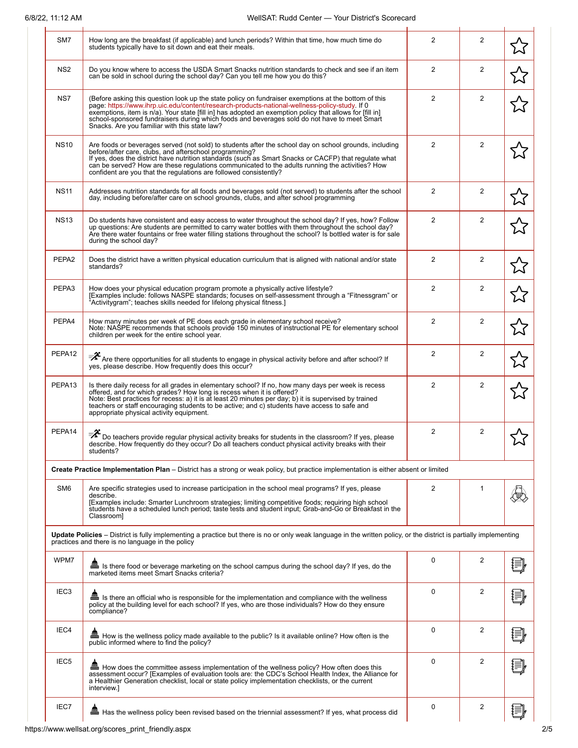| | | | | |
|---|---|---|---|---|
| SM7 | How long are the breakfast (if applicable) and lunch periods? Within that time, how much time do students typically have to sit down and eat their meals. | 2 | 2 | ☆ |
| NS2 | Do you know where to access the USDA Smart Snacks nutrition standards to check and see if an item can be sold in school during the school day? Can you tell me how you do this? | 2 | 2 | ☆ |
| NS7 | (Before asking this question look up the state policy on fundraiser exemptions at the bottom of this page: https://www.ihrp.uic.edu/content/research-products-national-wellness-policy-study. If 0 exemptions, item is n/a). Your state [fill in] has adopted an exemption policy that allows for [fill in] school-sponsored fundraisers during which foods and beverages sold do not have to meet Smart Snacks. Are you familiar with this state law? | 2 | 2 | ☆ |
| NS10 | Are foods or beverages served (not sold) to students after the school day on school grounds, including before/after care, clubs, and afterschool programming? If yes, does the district have nutrition standards (such as Smart Snacks or CACFP) that regulate what can be served? How are these regulations communicated to the adults running the activities? How confident are you that the regulations are followed consistently? | 2 | 2 | ☆ |
| NS11 | Addresses nutrition standards for all foods and beverages sold (not served) to students after the school day, including before/after care on school grounds, clubs, and after school programming | 2 | 2 | ☆ |
| NS13 | Do students have consistent and easy access to water throughout the school day? If yes, how? Follow up questions: Are students permitted to carry water bottles with them throughout the school day? Are there water fountains or free water filling stations throughout the school? Is bottled water is for sale during the school day? | 2 | 2 | ☆ |
| PEPA2 | Does the district have a written physical education curriculum that is aligned with national and/or state standards? | 2 | 2 | ☆ |
| PEPA3 | How does your physical education program promote a physically active lifestyle? [Examples include: follows NASPE standards; focuses on self-assessment through a "Fitnessgram" or "Activitygram"; teaches skills needed for lifelong physical fitness.] | 2 | 2 | ☆ |
| PEPA4 | How many minutes per week of PE does each grade in elementary school receive? Note: NASPE recommends that schools provide 150 minutes of instructional PE for elementary school children per week for the entire school year. | 2 | 2 | ☆ |
| PEPA12 | Are there opportunities for all students to engage in physical activity before and after school? If yes, please describe. How frequently does this occur? | 2 | 2 | ☆ |
| PEPA13 | Is there daily recess for all grades in elementary school? If no, how many days per week is recess offered, and for which grades? How long is recess when it is offered? Note: Best practices for recess: a) it is at least 20 minutes per day; b) it is supervised by trained teachers or staff encouraging students to be active; and c) students have access to safe and appropriate physical activity equipment. | 2 | 2 | ☆ |
| PEPA14 | Do teachers provide regular physical activity breaks for students in the classroom? If yes, please describe. How frequently do they occur? Do all teachers conduct physical activity breaks with their students? | 2 | 2 | ☆ |
| **Create Practice Implementation Plan** – District has a strong or weak policy, but practice implementation is either absent or limited | | | | |
| SM6 | Are specific strategies used to increase participation in the school meal programs? If yes, please describe. [Examples include: Smarter Lunchroom strategies; limiting competitive foods; requiring high school students have a scheduled lunch period; taste tests and student input; Grab-and-Go or Breakfast in the Classroom] | 2 | 1 | |
| **Update Policies** – District is fully implementing a practice but there is no or only weak language in the written policy, or the district is partially implementing practices and there is no language in the policy | | | | |
| WPM7 | Is there food or beverage marketing on the school campus during the school day? If yes, do the marketed items meet Smart Snacks criteria? | 0 | 2 | |
| IEC3 | Is there an official who is responsible for the implementation and compliance with the wellness policy at the building level for each school? If yes, who are those individuals? How do they ensure compliance? | 0 | 2 | |
| IEC4 | How is the wellness policy made available to the public? Is it available online? How often is the public informed where to find the policy? | 0 | 2 | |
| IEC5 | How does the committee assess implementation of the wellness policy? How often does this assessment occur? [Examples of evaluation tools are: the CDC's School Health Index, the Alliance for a Healthier Generation checklist, local or state policy implementation checklists, or the current interview.] | 0 | 2 | |
| IEC7 | Has the wellness policy been revised based on the triennial assessment? If yes, what process did | 0 | 2 | |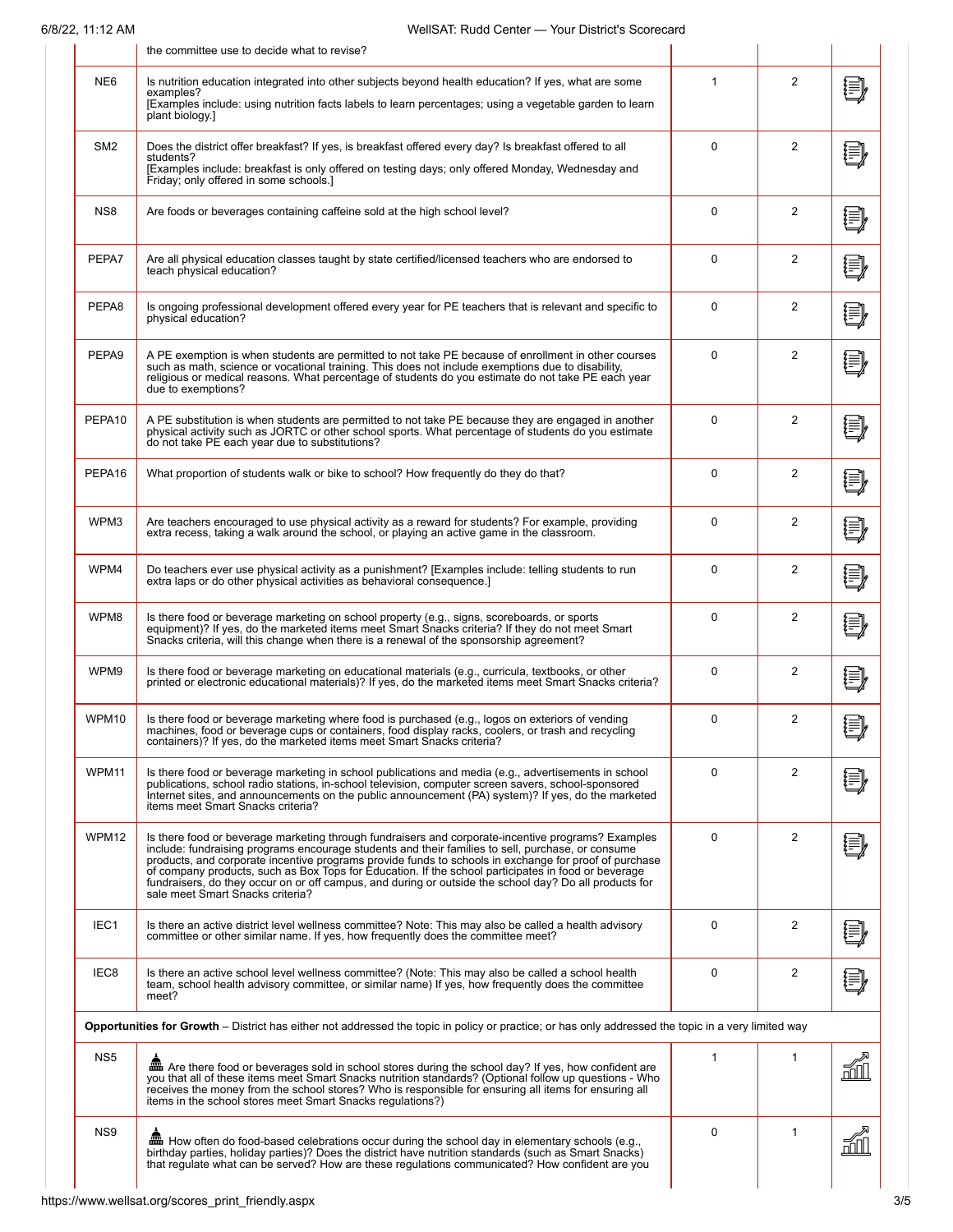| | | | | |
|---|---|---|---|---|
| | the committee use to decide what to revise? | | | |
| NE6 | Is nutrition education integrated into other subjects beyond health education? If yes, what are some examples? [Examples include: using nutrition facts labels to learn percentages; using a vegetable garden to learn plant biology.] | 1 | 2 | |
| SM2 | Does the district offer breakfast? If yes, is breakfast offered every day? Is breakfast offered to all students? [Examples include: breakfast is only offered on testing days; only offered Monday, Wednesday and Friday; only offered in some schools.] | 0 | 2 | |
| NS8 | Are foods or beverages containing caffeine sold at the high school level? | 0 | 2 | |
| PEPA7 | Are all physical education classes taught by state certified/licensed teachers who are endorsed to teach physical education? | 0 | 2 | |
| PEPA8 | Is ongoing professional development offered every year for PE teachers that is relevant and specific to physical education? | 0 | 2 | |
| PEPA9 | A PE exemption is when students are permitted to not take PE because of enrollment in other courses such as math, science or vocational training. This does not include exemptions due to disability, religious or medical reasons. What percentage of students do you estimate do not take PE each year due to exemptions? | 0 | 2 | |
| PEPA10 | A PE substitution is when students are permitted to not take PE because they are engaged in another physical activity such as JORTC or other school sports. What percentage of students do you estimate do not take PE each year due to substitutions? | 0 | 2 | |
| PEPA16 | What proportion of students walk or bike to school? How frequently do they do that? | 0 | 2 | |
| WPM3 | Are teachers encouraged to use physical activity as a reward for students? For example, providing extra recess, taking a walk around the school, or playing an active game in the classroom. | 0 | 2 | |
| WPM4 | Do teachers ever use physical activity as a punishment? [Examples include: telling students to run extra laps or do other physical activities as behavioral consequence.] | 0 | 2 | |
| WPM8 | Is there food or beverage marketing on school property (e.g., signs, scoreboards, or sports equipment)? If yes, do the marketed items meet Smart Snacks criteria? If they do not meet Smart Snacks criteria, will this change when there is a renewal of the sponsorship agreement? | 0 | 2 | |
| WPM9 | Is there food or beverage marketing on educational materials (e.g., curricula, textbooks, or other printed or electronic educational materials)? If yes, do the marketed items meet Smart Snacks criteria? | 0 | 2 | |
| WPM10 | Is there food or beverage marketing where food is purchased (e.g., logos on exteriors of vending machines, food or beverage cups or containers, food display racks, coolers, or trash and recycling containers)? If yes, do the marketed items meet Smart Snacks criteria? | 0 | 2 | |
| WPM11 | Is there food or beverage marketing in school publications and media (e.g., advertisements in school publications, school radio stations, in-school television, computer screen savers, school-sponsored Internet sites, and announcements on the public announcement (PA) system)? If yes, do the marketed items meet Smart Snacks criteria? | 0 | 2 | |
| WPM12 | Is there food or beverage marketing through fundraisers and corporate-incentive programs? Examples include: fundraising programs encourage students and their families to sell, purchase, or consume products, and corporate incentive programs provide funds to schools in exchange for proof of purchase of company products, such as Box Tops for Education. If the school participates in food or beverage fundraisers, do they occur on or off campus, and during or outside the school day? Do all products for sale meet Smart Snacks criteria? | 0 | 2 | |
| IEC1 | Is there an active district level wellness committee? Note: This may also be called a health advisory committee or other similar name. If yes, how frequently does the committee meet? | 0 | 2 | |
| IEC8 | Is there an active school level wellness committee? (Note: This may also be called a school health team, school health advisory committee, or similar name) If yes, how frequently does the committee meet? | 0 | 2 | |
| **Opportunities for Growth** – District has either not addressed the topic in policy or practice; or has only addressed the topic in a very limited way | | | | |
| NS5 | Are there food or beverages sold in school stores during the school day? If yes, how confident are you that all of these items meet Smart Snacks nutrition standards? (Optional follow up questions - Who receives the money from the school stores? Who is responsible for ensuring all items for ensuring all items in the school stores meet Smart Snacks regulations?) | 1 | 1 | |
| NS9 | How often do food-based celebrations occur during the school day in elementary schools (e.g., birthday parties, holiday parties)? Does the district have nutrition standards (such as Smart Snacks) that regulate what can be served? How are these regulations communicated? How confident are you | 0 | 1 | |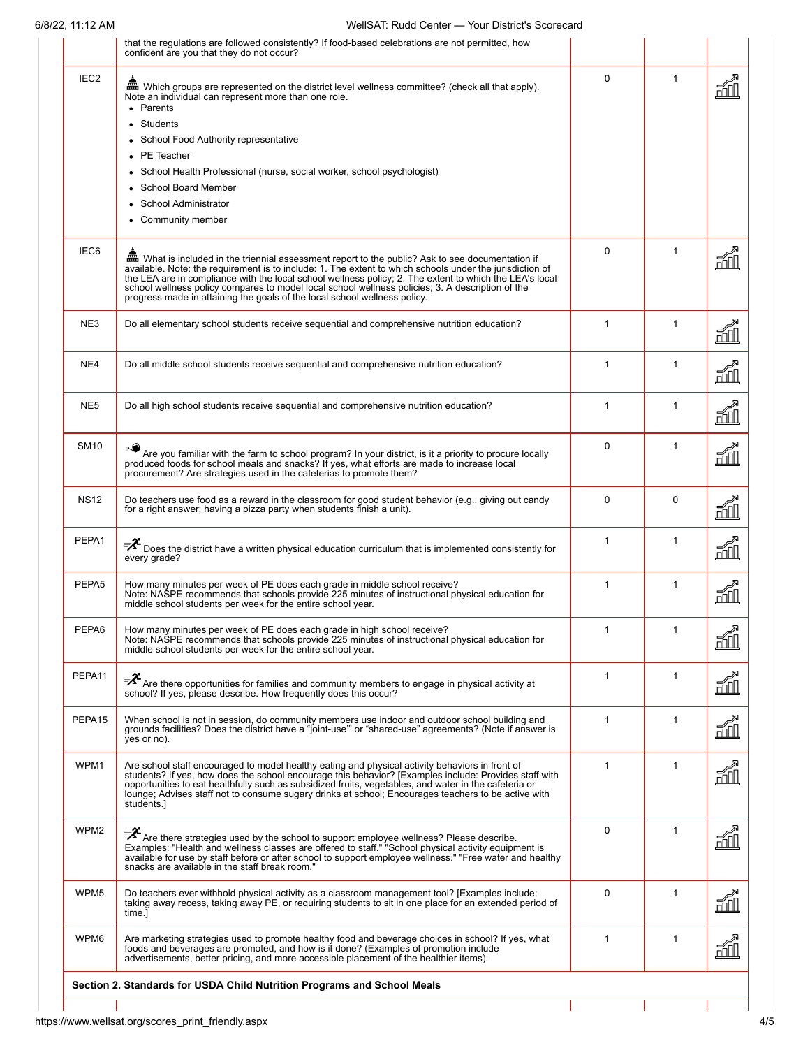| | | | | |
|---|---|---|---|---|
| | that the regulations are followed consistently? If food-based celebrations are not permitted, how confident are you that they do not occur? | | | |
| IEC2 | Which groups are represented on the district level wellness committee? (check all that apply). Note an individual can represent more than one role.<br>• Parents<br>• Students<br>• School Food Authority representative<br>• PE Teacher<br>• School Health Professional (nurse, social worker, school psychologist)<br>• School Board Member<br>• School Administrator<br>• Community member | 0 | 1 | |
| IEC6 | What is included in the triennial assessment report to the public? Ask to see documentation if available. Note: the requirement is to include: 1. The extent to which schools under the jurisdiction of the LEA are in compliance with the local school wellness policy; 2. The extent to which the LEA's local school wellness policy compares to model local school wellness policies; 3. A description of the progress made in attaining the goals of the local school wellness policy. | 0 | 1 | |
| NE3 | Do all elementary school students receive sequential and comprehensive nutrition education? | 1 | 1 | |
| NE4 | Do all middle school students receive sequential and comprehensive nutrition education? | 1 | 1 | |
| NE5 | Do all high school students receive sequential and comprehensive nutrition education? | 1 | 1 | |
| SM10 | Are you familiar with the farm to school program? In your district, is it a priority to procure locally produced foods for school meals and snacks? If yes, what efforts are made to increase local procurement? Are strategies used in the cafeterias to promote them? | 0 | 1 | |
| NS12 | Do teachers use food as a reward in the classroom for good student behavior (e.g., giving out candy for a right answer; having a pizza party when students finish a unit). | 0 | 0 | |
| PEPA1 | Does the district have a written physical education curriculum that is implemented consistently for every grade? | 1 | 1 | |
| PEPA5 | How many minutes per week of PE does each grade in middle school receive?<br>Note: NASPE recommends that schools provide 225 minutes of instructional physical education for middle school students per week for the entire school year. | 1 | 1 | |
| PEPA6 | How many minutes per week of PE does each grade in high school receive?<br>Note: NASPE recommends that schools provide 225 minutes of instructional physical education for middle school students per week for the entire school year. | 1 | 1 | |
| PEPA11 | Are there opportunities for families and community members to engage in physical activity at school? If yes, please describe. How frequently does this occur? | 1 | 1 | |
| PEPA15 | When school is not in session, do community members use indoor and outdoor school building and grounds facilities? Does the district have a "joint-use'" or "shared-use" agreements? (Note if answer is yes or no). | 1 | 1 | |
| WPM1 | Are school staff encouraged to model healthy eating and physical activity behaviors in front of students? If yes, how does the school encourage this behavior? [Examples include: Provides staff with opportunities to eat healthfully such as subsidized fruits, vegetables, and water in the cafeteria or lounge; Advises staff not to consume sugary drinks at school; Encourages teachers to be active with students.] | 1 | 1 | |
| WPM2 | Are there strategies used by the school to support employee wellness? Please describe. Examples: "Health and wellness classes are offered to staff." "School physical activity equipment is available for use by staff before or after school to support employee wellness." "Free water and healthy snacks are available in the staff break room." | 0 | 1 | |
| WPM5 | Do teachers ever withhold physical activity as a classroom management tool? [Examples include: taking away recess, taking away PE, or requiring students to sit in one place for an extended period of time.] | 0 | 1 | |
| WPM6 | Are marketing strategies used to promote healthy food and beverage choices in school? If yes, what foods and beverages are promoted, and how is it done? (Examples of promotion include advertisements, better pricing, and more accessible placement of the healthier items). | 1 | 1 | |

**Section 2. Standards for USDA Child Nutrition Programs and School Meals**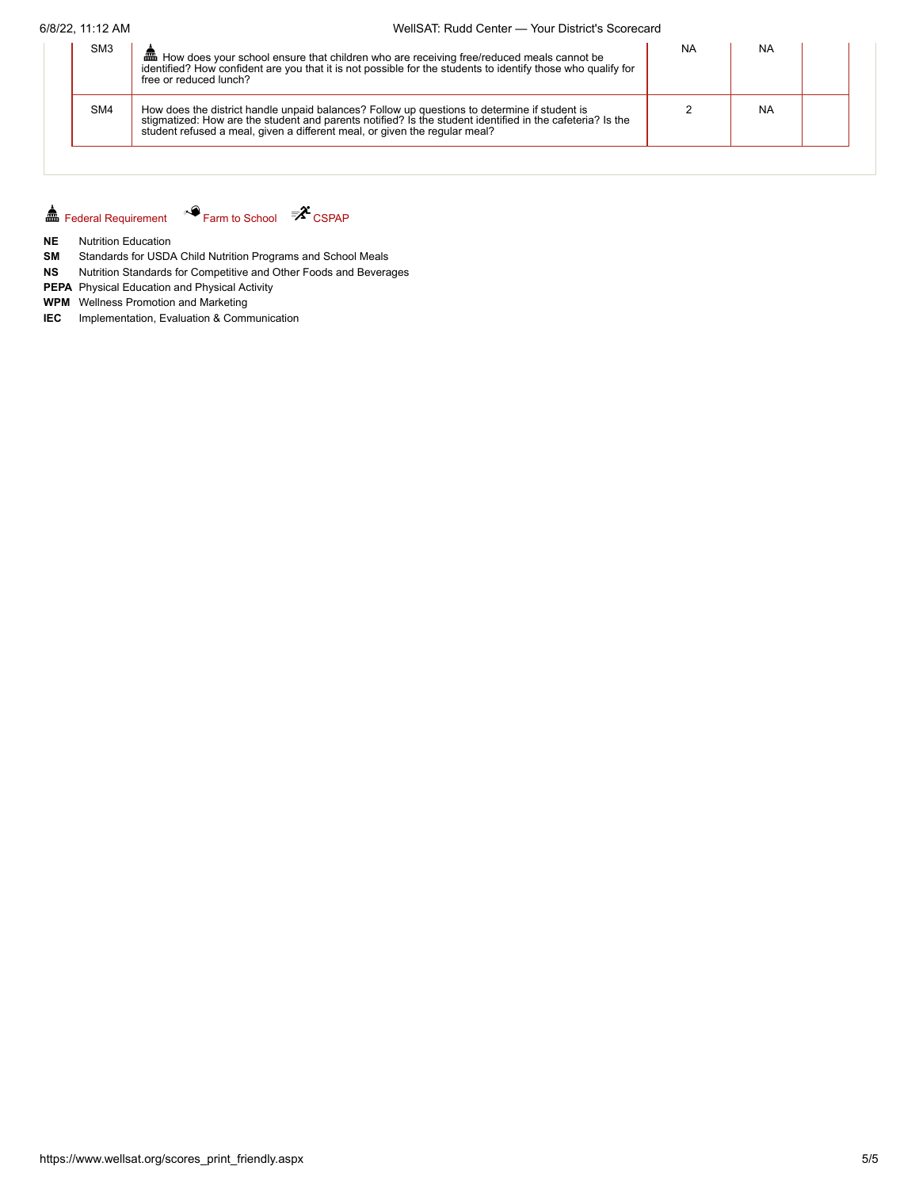| | | | | |
|---|---|---|---|---|
| SM3 | How does your school ensure that children who are receiving free/reduced meals cannot be identified? How confident are you that it is not possible for the students to identify those who qualify for free or reduced lunch? | NA | NA | |
| SM4 | How does the district handle unpaid balances? Follow up questions to determine if student is stigmatized: How are the student and parents notified? Is the student identified in the cafeteria? Is the student refused a meal, given a different meal, or given the regular meal? | 2 | NA | |

Federal Requirement   Farm to School   CSPAP

**NE** Nutrition Education
**SM** Standards for USDA Child Nutrition Programs and School Meals
**NS** Nutrition Standards for Competitive and Other Foods and Beverages
**PEPA** Physical Education and Physical Activity
**WPM** Wellness Promotion and Marketing
**IEC** Implementation, Evaluation & Communication